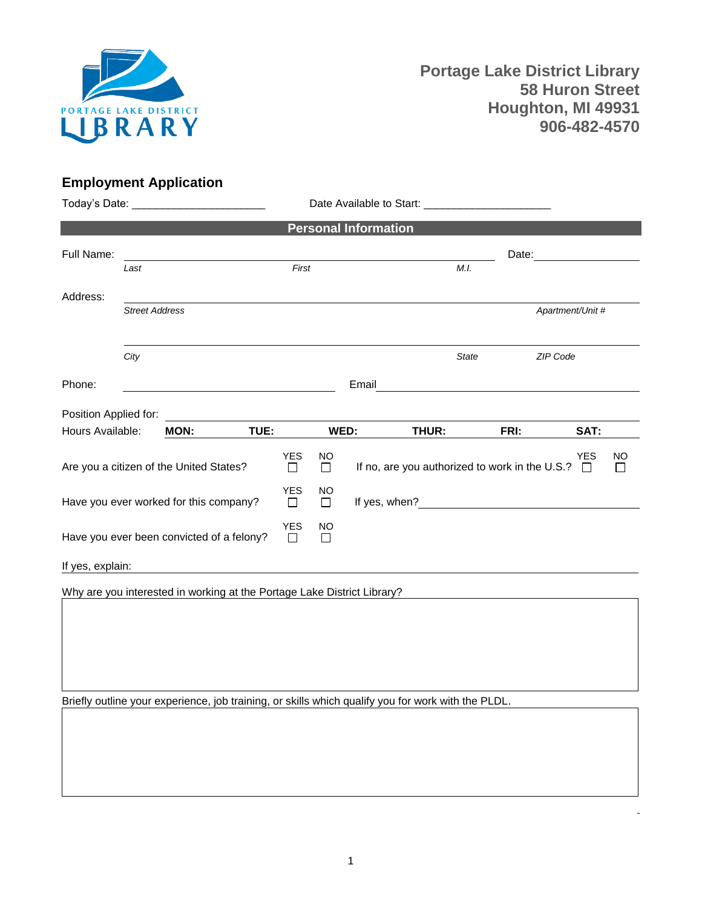**Portage Lake District Library**
**58 Huron Street**
**Houghton, MI 49931**
**906-482-4570**

## Employment Application

Today's Date: ____________________ Date Available to Start: ____________________

### Personal Information

Full Name: ______________________________________________ Date: ______________

*Last* *First* *M.I.*

Address: ______________________________________________

*Street Address* *Apartment/Unit #*

______________________________________________

*City* *State* *ZIP Code*

Phone: ______________________ Email ______________________

Position Applied for: ______________________________________________

Hours Available: **MON:** **TUE:** **WED:** **THUR:** **FRI:** **SAT:**

Are you a citizen of the United States? YES ☐ NO ☐ If no, are you authorized to work in the U.S.? YES ☐ NO ☐

Have you ever worked for this company? YES ☐ NO ☐ If yes, when? ______________________

Have you ever been convicted of a felony? YES ☐ NO ☐

If yes, explain: ______________________________________________

Why are you interested in working at the Portage Lake District Library?

Briefly outline your experience, job training, or skills which qualify you for work with the PLDL.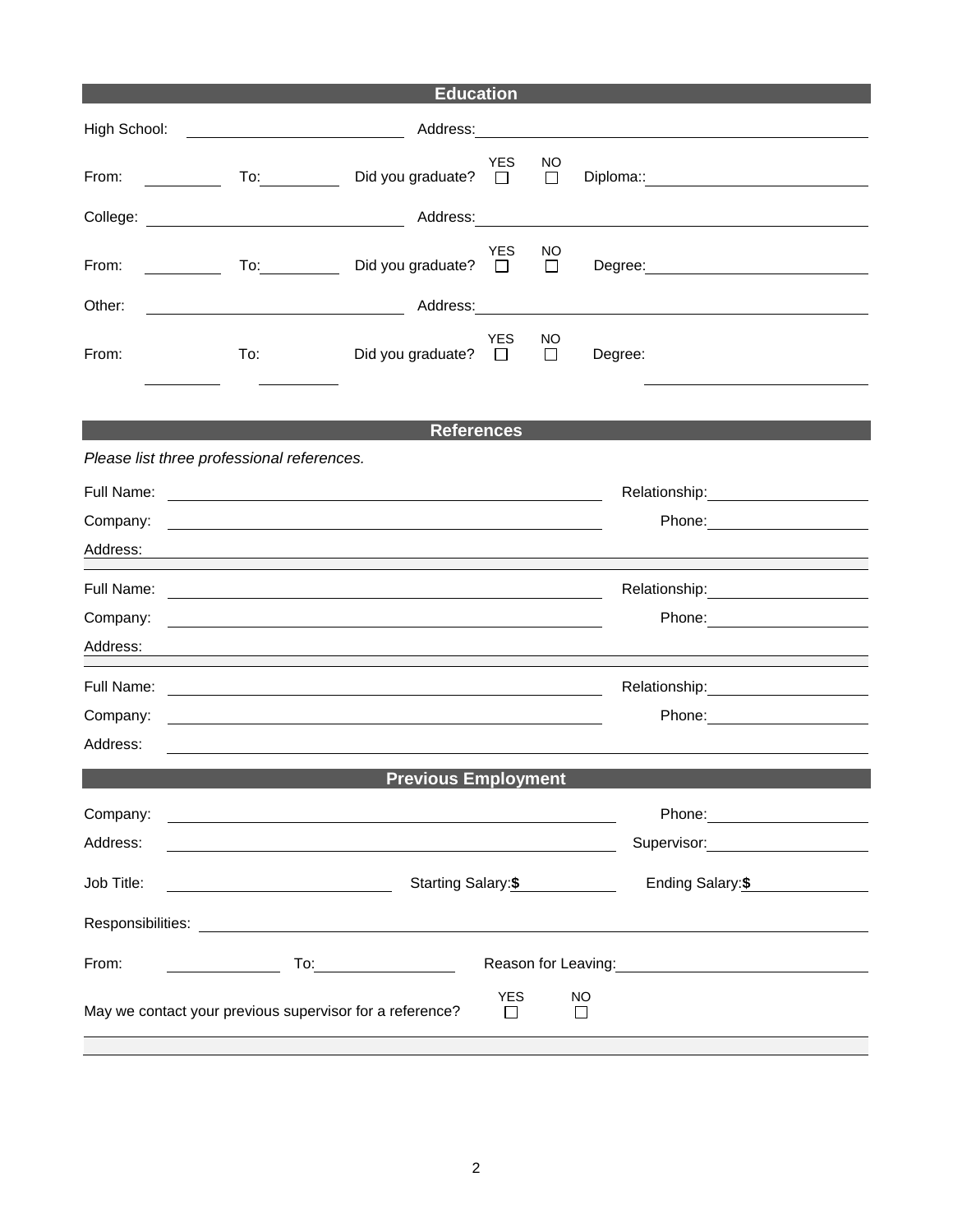## Education

High School: ____________________ Address: ______________________________

From: ________ To: ________ Did you graduate? YES ☐ NO ☐ Diploma:: ____________________

College: ____________________ Address: ______________________________

From: ________ To: ________ Did you graduate? YES ☐ NO ☐ Degree: ____________________

Other: ____________________ Address: ______________________________

From: ________ To: ________ Did you graduate? YES ☐ NO ☐ Degree: ____________________

## References

*Please list three professional references.*

Full Name: ______________________________ Relationship: ____________________

Company: ______________________________ Phone: ____________________

Address: ____________________________________________________________

Full Name: ______________________________ Relationship: ____________________

Company: ______________________________ Phone: ____________________

Address: ____________________________________________________________

Full Name: ______________________________ Relationship: ____________________

Company: ______________________________ Phone: ____________________

Address: ____________________________________________________________

## Previous Employment

Company: ______________________________ Phone: ____________________

Address: ______________________________ Supervisor: ____________________

Job Title: ____________________ Starting Salary:**$** __________ Ending Salary:**$** __________

Responsibilities: ____________________________________________________________

From: __________ To: __________ Reason for Leaving: ______________________________

May we contact your previous supervisor for a reference? YES ☐ NO ☐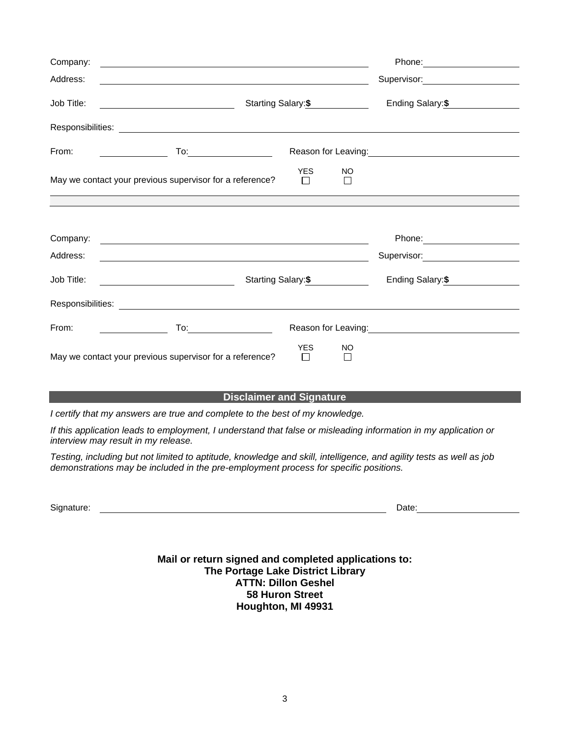Company: \_\_\_\_\_\_\_\_\_\_\_\_\_\_\_\_\_\_\_\_ Phone: \_\_\_\_\_\_\_\_\_\_

Address: \_\_\_\_\_\_\_\_\_\_\_\_\_\_\_\_\_\_\_\_ Supervisor: \_\_\_\_\_\_\_\_\_\_

Job Title: \_\_\_\_\_\_\_\_\_\_ Starting Salary: **$** \_\_\_\_\_\_ Ending Salary: **$** \_\_\_\_\_\_

Responsibilities: \_\_\_\_\_\_\_\_\_\_\_\_\_\_\_\_\_\_\_\_

From: \_\_\_\_\_\_ To: \_\_\_\_\_\_ Reason for Leaving: \_\_\_\_\_\_\_\_\_\_

May we contact your previous supervisor for a reference? YES ☐ NO ☐

---

Company: \_\_\_\_\_\_\_\_\_\_\_\_\_\_\_\_\_\_\_\_ Phone: \_\_\_\_\_\_\_\_\_\_

Address: \_\_\_\_\_\_\_\_\_\_\_\_\_\_\_\_\_\_\_\_ Supervisor: \_\_\_\_\_\_\_\_\_\_

Job Title: \_\_\_\_\_\_\_\_\_\_ Starting Salary: **$** \_\_\_\_\_\_ Ending Salary: **$** \_\_\_\_\_\_

Responsibilities: \_\_\_\_\_\_\_\_\_\_\_\_\_\_\_\_\_\_\_\_

From: \_\_\_\_\_\_ To: \_\_\_\_\_\_ Reason for Leaving: \_\_\_\_\_\_\_\_\_\_

May we contact your previous supervisor for a reference? YES ☐ NO ☐

## Disclaimer and Signature

*I certify that my answers are true and complete to the best of my knowledge.*

*If this application leads to employment, I understand that false or misleading information in my application or interview may result in my release.*

*Testing, including but not limited to aptitude, knowledge and skill, intelligence, and agility tests as well as job demonstrations may be included in the pre-employment process for specific positions.*

Signature: \_\_\_\_\_\_\_\_\_\_\_\_\_\_\_\_\_\_\_\_ Date: \_\_\_\_\_\_\_\_\_\_

**Mail or return signed and completed applications to:**
**The Portage Lake District Library**
**ATTN: Dillon Geshel**
**58 Huron Street**
**Houghton, MI 49931**